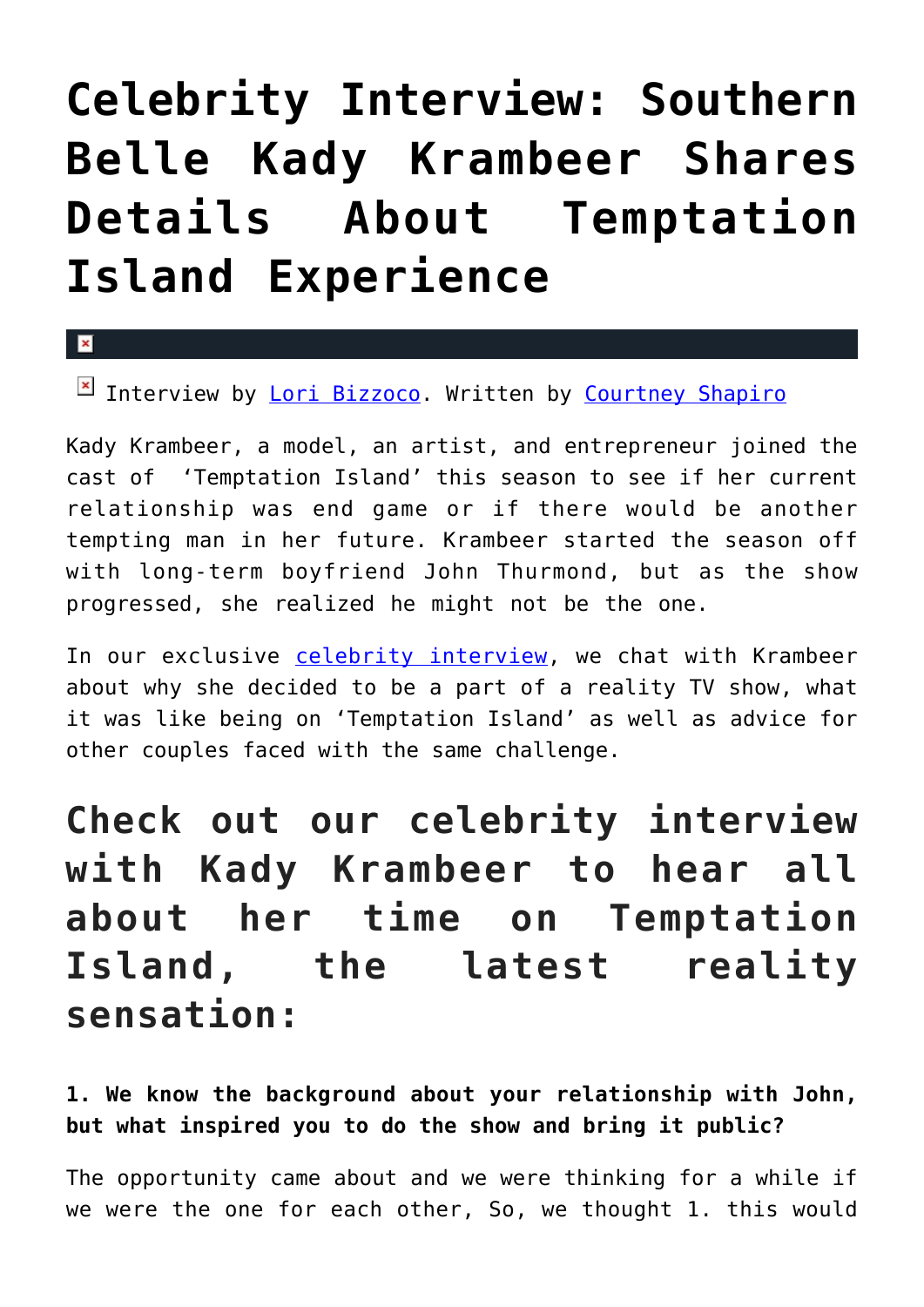# Celebrity Interview: Southern Belle Kady Krambeer Shares Details About Temptation Island Experience

Interview by [Lori Bizzoco](). Written by [Courtney Shapiro]()

Kady Krambeer, a model, an artist, and entrepreneur joined the cast of 'Temptation Island' this season to see if her current relationship was end game or if there would be another tempting man in her future. Krambeer started the season off with long-term boyfriend John Thurmond, but as the show progressed, she realized he might not be the one.

In our exclusive [celebrity interview](), we chat with Krambeer about why she decided to be a part of a reality TV show, what it was like being on 'Temptation Island' as well as advice for other couples faced with the same challenge.

## Check out our celebrity interview with Kady Krambeer to hear all about her time on Temptation Island, the latest reality sensation:

**1. We know the background about your relationship with John, but what inspired you to do the show and bring it public?**

The opportunity came about and we were thinking for a while if we were the one for each other, So, we thought 1. this would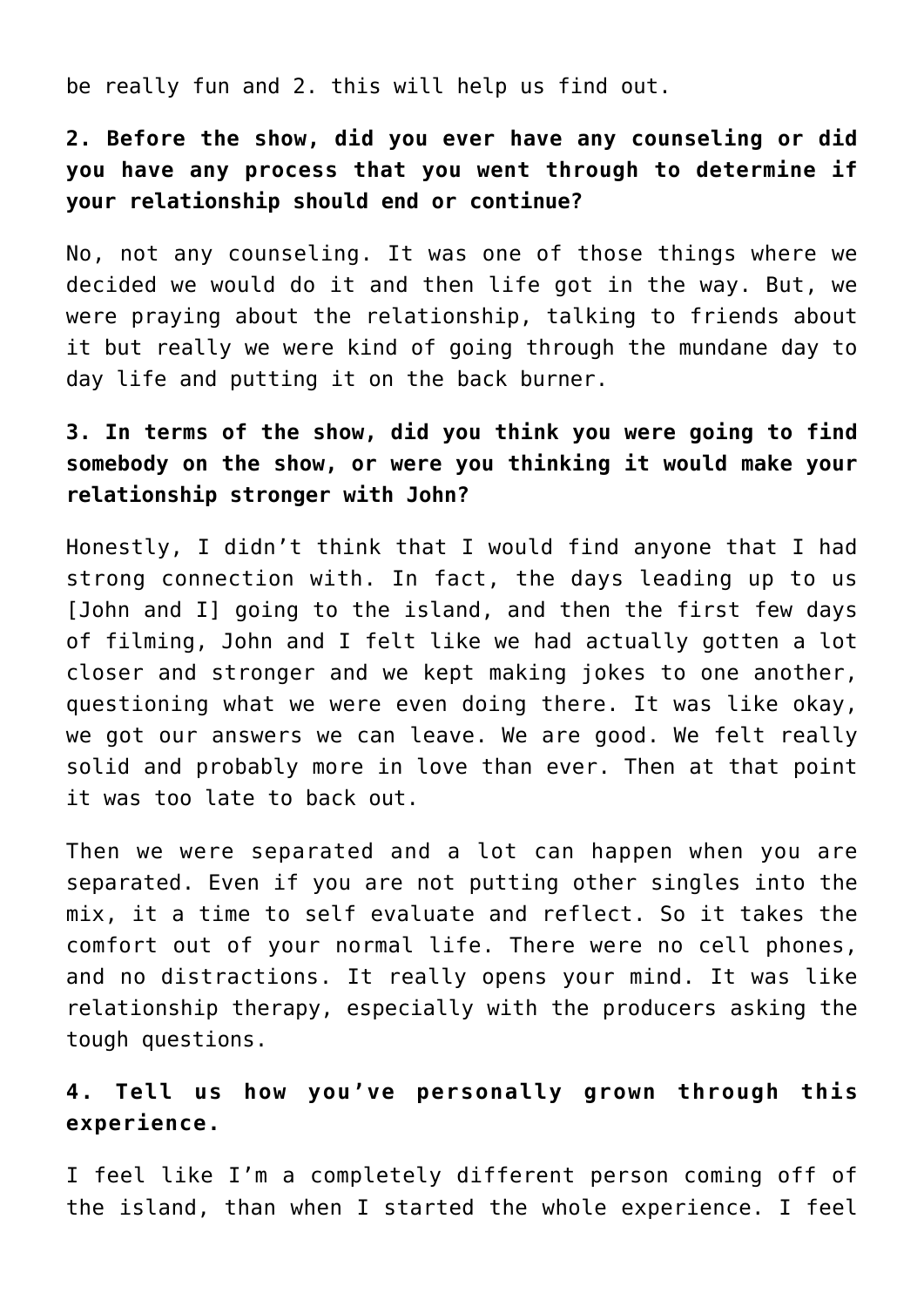be really fun and 2. this will help us find out.

**2. Before the show, did you ever have any counseling or did you have any process that you went through to determine if your relationship should end or continue?**

No, not any counseling. It was one of those things where we decided we would do it and then life got in the way. But, we were praying about the relationship, talking to friends about it but really we were kind of going through the mundane day to day life and putting it on the back burner.

**3. In terms of the show, did you think you were going to find somebody on the show, or were you thinking it would make your relationship stronger with John?**

Honestly, I didn't think that I would find anyone that I had strong connection with. In fact, the days leading up to us [John and I] going to the island, and then the first few days of filming, John and I felt like we had actually gotten a lot closer and stronger and we kept making jokes to one another, questioning what we were even doing there. It was like okay, we got our answers we can leave. We are good. We felt really solid and probably more in love than ever. Then at that point it was too late to back out.

Then we were separated and a lot can happen when you are separated. Even if you are not putting other singles into the mix, it a time to self evaluate and reflect. So it takes the comfort out of your normal life. There were no cell phones, and no distractions. It really opens your mind. It was like relationship therapy, especially with the producers asking the tough questions.

**4. Tell us how you've personally grown through this experience.**

I feel like I'm a completely different person coming off of the island, than when I started the whole experience. I feel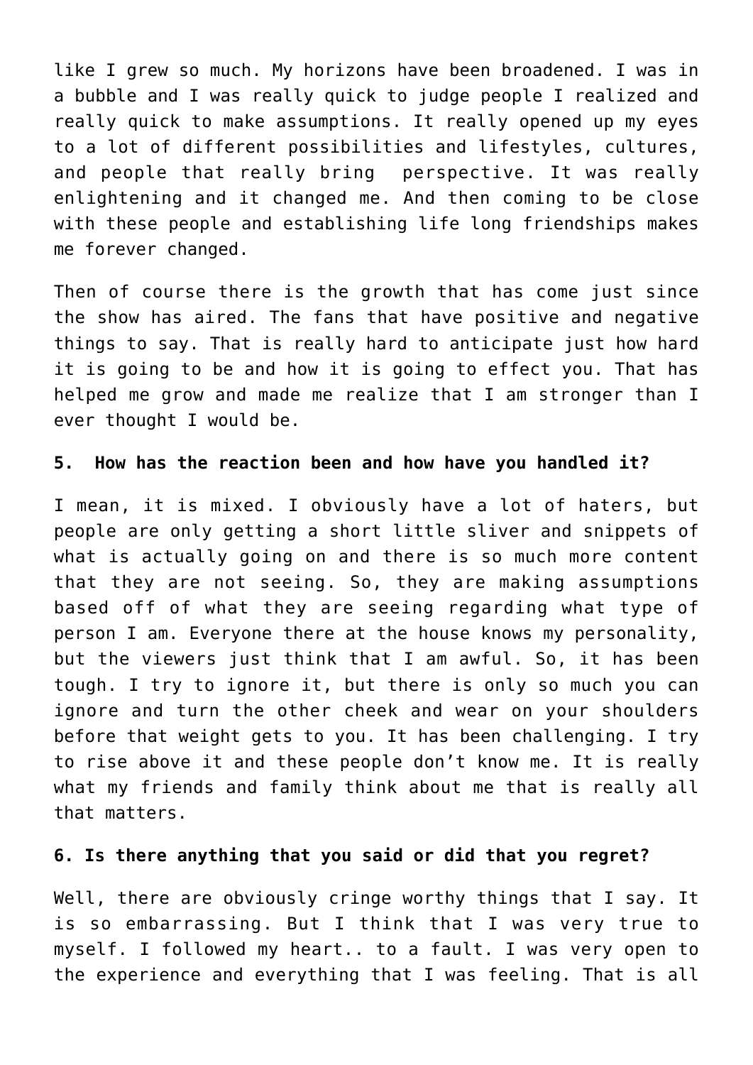like I grew so much. My horizons have been broadened. I was in a bubble and I was really quick to judge people I realized and really quick to make assumptions. It really opened up my eyes to a lot of different possibilities and lifestyles, cultures, and people that really bring  perspective. It was really enlightening and it changed me. And then coming to be close with these people and establishing life long friendships makes me forever changed.

Then of course there is the growth that has come just since the show has aired. The fans that have positive and negative things to say. That is really hard to anticipate just how hard it is going to be and how it is going to effect you. That has helped me grow and made me realize that I am stronger than I ever thought I would be.

**5.  How has the reaction been and how have you handled it?**

I mean, it is mixed. I obviously have a lot of haters, but people are only getting a short little sliver and snippets of what is actually going on and there is so much more content that they are not seeing. So, they are making assumptions based off of what they are seeing regarding what type of person I am. Everyone there at the house knows my personality, but the viewers just think that I am awful. So, it has been tough. I try to ignore it, but there is only so much you can ignore and turn the other cheek and wear on your shoulders before that weight gets to you. It has been challenging. I try to rise above it and these people don't know me. It is really what my friends and family think about me that is really all that matters.

**6. Is there anything that you said or did that you regret?**

Well, there are obviously cringe worthy things that I say. It is so embarrassing. But I think that I was very true to myself. I followed my heart.. to a fault. I was very open to the experience and everything that I was feeling. That is all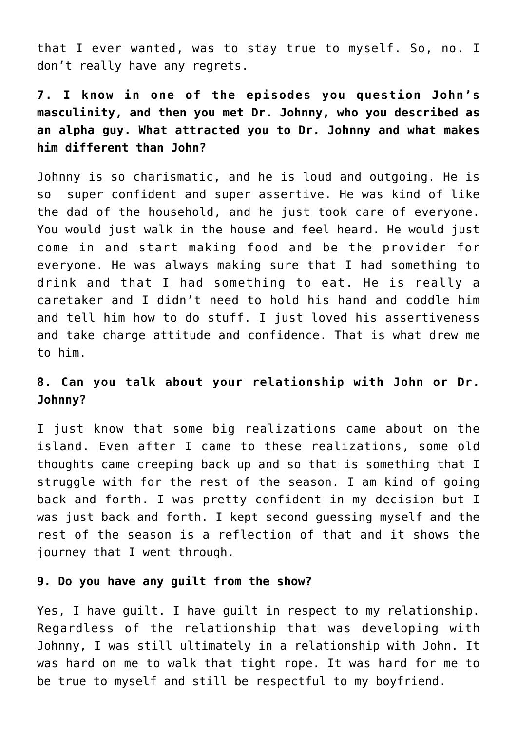that I ever wanted, was to stay true to myself. So, no. I don't really have any regrets.

**7. I know in one of the episodes you question John's masculinity, and then you met Dr. Johnny, who you described as an alpha guy. What attracted you to Dr. Johnny and what makes him different than John?**

Johnny is so charismatic, and he is loud and outgoing. He is so super confident and super assertive. He was kind of like the dad of the household, and he just took care of everyone. You would just walk in the house and feel heard. He would just come in and start making food and be the provider for everyone. He was always making sure that I had something to drink and that I had something to eat. He is really a caretaker and I didn't need to hold his hand and coddle him and tell him how to do stuff. I just loved his assertiveness and take charge attitude and confidence. That is what drew me to him.

**8. Can you talk about your relationship with John or Dr. Johnny?**

I just know that some big realizations came about on the island. Even after I came to these realizations, some old thoughts came creeping back up and so that is something that I struggle with for the rest of the season. I am kind of going back and forth. I was pretty confident in my decision but I was just back and forth. I kept second guessing myself and the rest of the season is a reflection of that and it shows the journey that I went through.

**9. Do you have any guilt from the show?**

Yes, I have guilt. I have guilt in respect to my relationship. Regardless of the relationship that was developing with Johnny, I was still ultimately in a relationship with John. It was hard on me to walk that tight rope. It was hard for me to be true to myself and still be respectful to my boyfriend.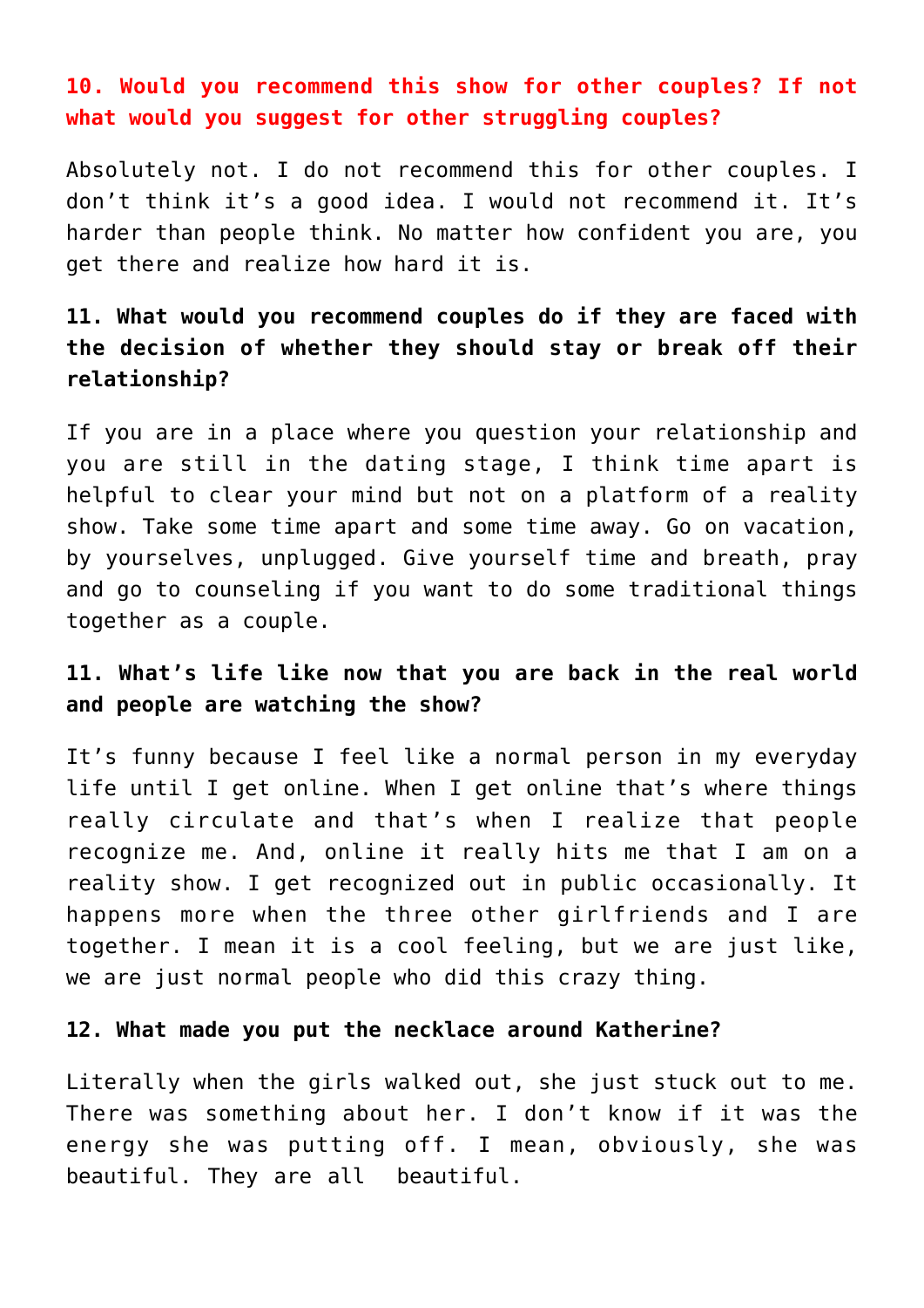**10. Would you recommend this show for other couples? If not what would you suggest for other struggling couples?**

Absolutely not. I do not recommend this for other couples. I don't think it's a good idea. I would not recommend it. It's harder than people think. No matter how confident you are, you get there and realize how hard it is.

**11. What would you recommend couples do if they are faced with the decision of whether they should stay or break off their relationship?**

If you are in a place where you question your relationship and you are still in the dating stage, I think time apart is helpful to clear your mind but not on a platform of a reality show. Take some time apart and some time away. Go on vacation, by yourselves, unplugged. Give yourself time and breath, pray and go to counseling if you want to do some traditional things together as a couple.

**11. What's life like now that you are back in the real world and people are watching the show?**

It's funny because I feel like a normal person in my everyday life until I get online. When I get online that's where things really circulate and that's when I realize that people recognize me. And, online it really hits me that I am on a reality show. I get recognized out in public occasionally. It happens more when the three other girlfriends and I are together. I mean it is a cool feeling, but we are just like, we are just normal people who did this crazy thing.

**12. What made you put the necklace around Katherine?**

Literally when the girls walked out, she just stuck out to me. There was something about her. I don't know if it was the energy she was putting off. I mean, obviously, she was beautiful. They are all beautiful.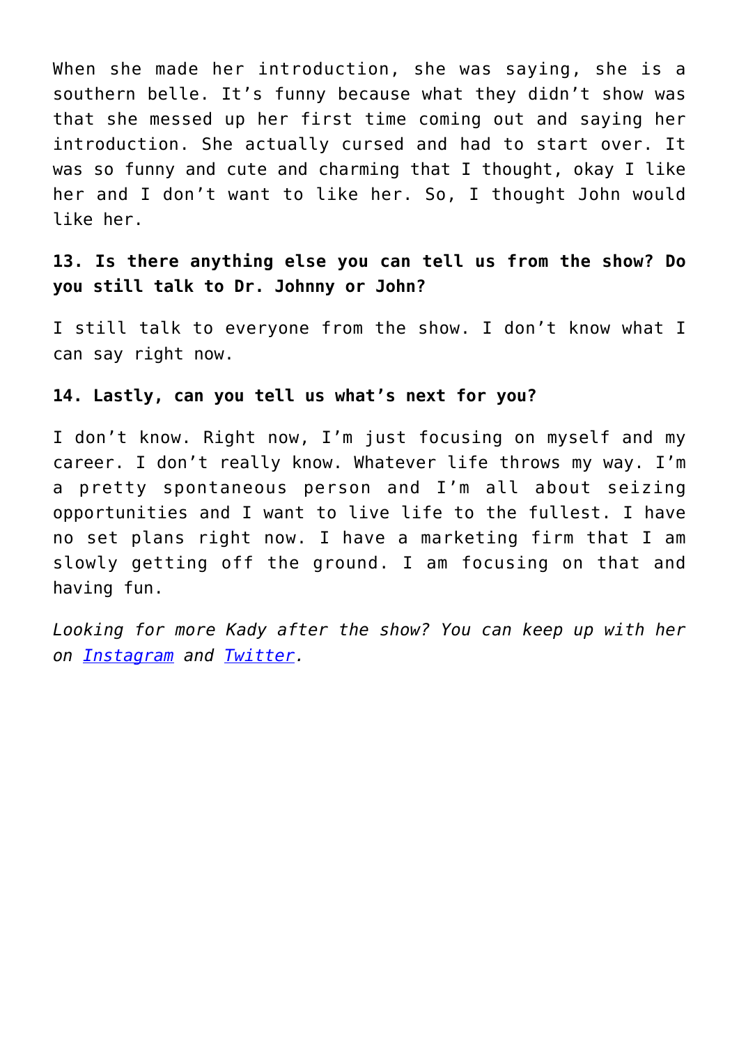When she made her introduction, she was saying, she is a southern belle. It's funny because what they didn't show was that she messed up her first time coming out and saying her introduction. She actually cursed and had to start over. It was so funny and cute and charming that I thought, okay I like her and I don't want to like her. So, I thought John would like her.

**13. Is there anything else you can tell us from the show? Do you still talk to Dr. Johnny or John?**

I still talk to everyone from the show. I don't know what I can say right now.

**14. Lastly, can you tell us what's next for you?**

I don't know. Right now, I'm just focusing on myself and my career. I don't really know. Whatever life throws my way. I'm a pretty spontaneous person and I'm all about seizing opportunities and I want to live life to the fullest. I have no set plans right now. I have a marketing firm that I am slowly getting off the ground. I am focusing on that and having fun.

*Looking for more Kady after the show? You can keep up with her on Instagram and Twitter.*